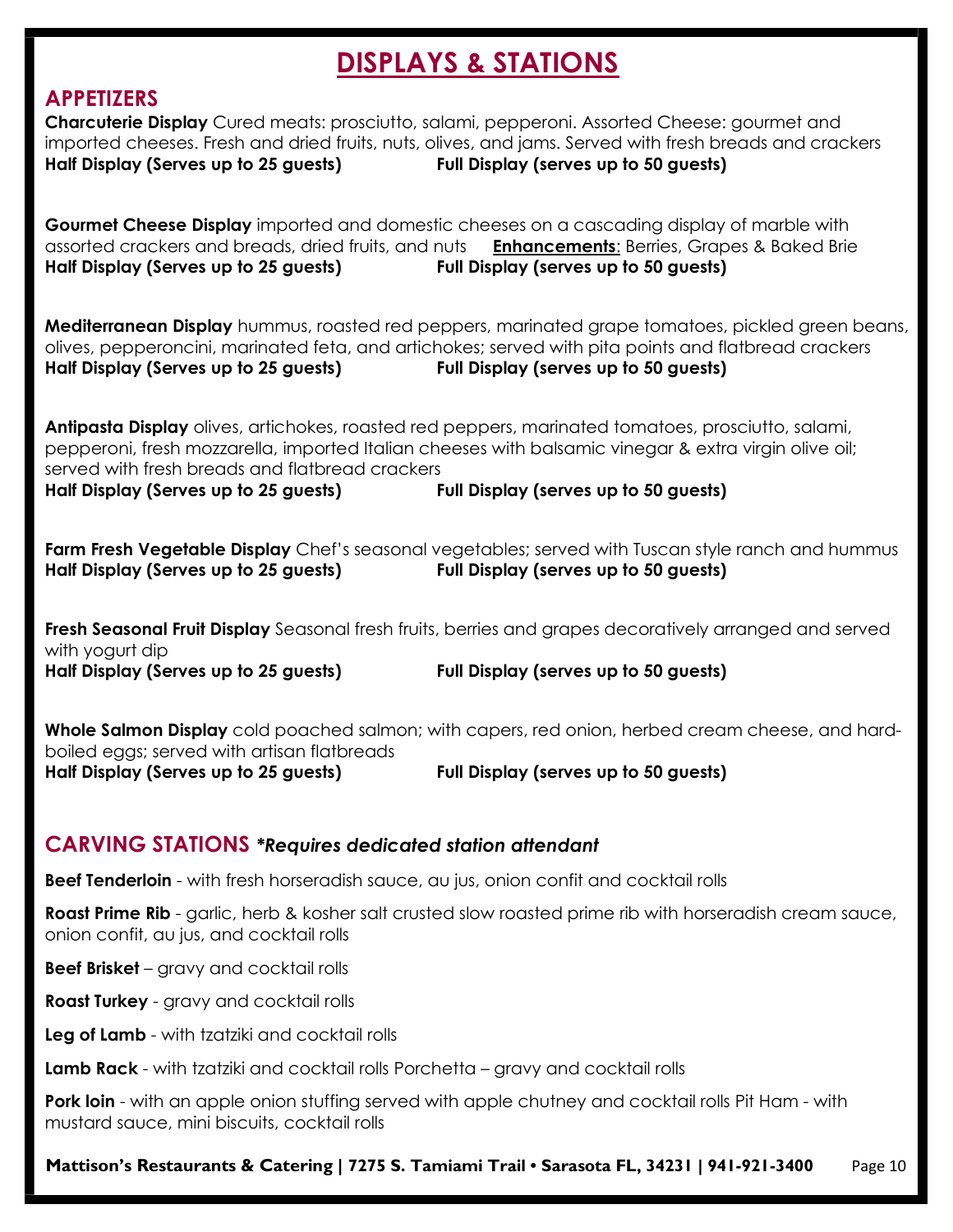# DISPLAYS & STATIONS

## APPETIZERS

**Charcuterie Display** Cured meats: prosciutto, salami, pepperoni. Assorted Cheese: gourmet and imported cheeses. Fresh and dried fruits, nuts, olives, and jams. Served with fresh breads and crackers
**Half Display (Serves up to 25 guests)** **Full Display (serves up to 50 guests)**

**Gourmet Cheese Display** imported and domestic cheeses on a cascading display of marble with assorted crackers and breads, dried fruits, and nuts **Enhancements**: Berries, Grapes & Baked Brie
**Half Display (Serves up to 25 guests)** **Full Display (serves up to 50 guests)**

**Mediterranean Display** hummus, roasted red peppers, marinated grape tomatoes, pickled green beans, olives, pepperoncini, marinated feta, and artichokes; served with pita points and flatbread crackers
**Half Display (Serves up to 25 guests)** **Full Display (serves up to 50 guests)**

**Antipasta Display** olives, artichokes, roasted red peppers, marinated tomatoes, prosciutto, salami, pepperoni, fresh mozzarella, imported Italian cheeses with balsamic vinegar & extra virgin olive oil; served with fresh breads and flatbread crackers
**Half Display (Serves up to 25 guests)** **Full Display (serves up to 50 guests)**

**Farm Fresh Vegetable Display** Chef's seasonal vegetables; served with Tuscan style ranch and hummus
**Half Display (Serves up to 25 guests)** **Full Display (serves up to 50 guests)**

**Fresh Seasonal Fruit Display** Seasonal fresh fruits, berries and grapes decoratively arranged and served with yogurt dip
**Half Display (Serves up to 25 guests)** **Full Display (serves up to 50 guests)**

**Whole Salmon Display** cold poached salmon; with capers, red onion, herbed cream cheese, and hard-boiled eggs; served with artisan flatbreads
**Half Display (Serves up to 25 guests)** **Full Display (serves up to 50 guests)**

## CARVING STATIONS *\*Requires dedicated station attendant*

**Beef Tenderloin** - with fresh horseradish sauce, au jus, onion confit and cocktail rolls

**Roast Prime Rib** - garlic, herb & kosher salt crusted slow roasted prime rib with horseradish cream sauce, onion confit, au jus, and cocktail rolls

**Beef Brisket** – gravy and cocktail rolls

**Roast Turkey** - gravy and cocktail rolls

**Leg of Lamb** - with tzatziki and cocktail rolls

**Lamb Rack** - with tzatziki and cocktail rolls Porchetta – gravy and cocktail rolls

**Pork loin** - with an apple onion stuffing served with apple chutney and cocktail rolls Pit Ham - with mustard sauce, mini biscuits, cocktail rolls

**Mattison's Restaurants & Catering | 7275 S. Tamiami Trail • Sarasota FL, 34231 | 941-921-3400**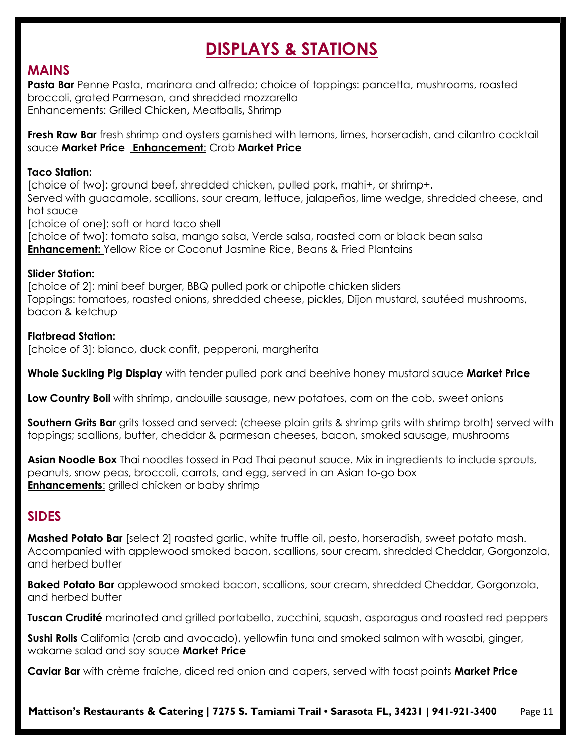# DISPLAYS & STATIONS

## MAINS

**Pasta Bar** Penne Pasta, marinara and alfredo; choice of toppings: pancetta, mushrooms, roasted broccoli, grated Parmesan, and shredded mozzarella
Enhancements: Grilled Chicken**,** Meatballs**,** Shrimp

**Fresh Raw Bar** fresh shrimp and oysters garnished with lemons, limes, horseradish, and cilantro cocktail sauce **Market Price** **Enhancement**: Crab **Market Price**

**Taco Station:**
[choice of two]: ground beef, shredded chicken, pulled pork, mahi+, or shrimp+.
Served with guacamole, scallions, sour cream, lettuce, jalapeños, lime wedge, shredded cheese, and hot sauce
[choice of one]: soft or hard taco shell
[choice of two]: tomato salsa, mango salsa, Verde salsa, roasted corn or black bean salsa
**Enhancement:** Yellow Rice or Coconut Jasmine Rice, Beans & Fried Plantains

**Slider Station:**
[choice of 2]: mini beef burger, BBQ pulled pork or chipotle chicken sliders
Toppings: tomatoes, roasted onions, shredded cheese, pickles, Dijon mustard, sautéed mushrooms, bacon & ketchup

**Flatbread Station:**
[choice of 3]: bianco, duck confit, pepperoni, margherita

**Whole Suckling Pig Display** with tender pulled pork and beehive honey mustard sauce **Market Price**

**Low Country Boil** with shrimp, andouille sausage, new potatoes, corn on the cob, sweet onions

**Southern Grits Bar** grits tossed and served: (cheese plain grits & shrimp grits with shrimp broth) served with toppings; scallions, butter, cheddar & parmesan cheeses, bacon, smoked sausage, mushrooms

**Asian Noodle Box** Thai noodles tossed in Pad Thai peanut sauce. Mix in ingredients to include sprouts, peanuts, snow peas, broccoli, carrots, and egg, served in an Asian to-go box
**Enhancements**: grilled chicken or baby shrimp

## SIDES

**Mashed Potato Bar** [select 2] roasted garlic, white truffle oil, pesto, horseradish, sweet potato mash. Accompanied with applewood smoked bacon, scallions, sour cream, shredded Cheddar, Gorgonzola, and herbed butter

**Baked Potato Bar** applewood smoked bacon, scallions, sour cream, shredded Cheddar, Gorgonzola, and herbed butter

**Tuscan Crudité** marinated and grilled portabella, zucchini, squash, asparagus and roasted red peppers

**Sushi Rolls** California (crab and avocado), yellowfin tuna and smoked salmon with wasabi, ginger, wakame salad and soy sauce **Market Price**

**Caviar Bar** with crème fraiche, diced red onion and capers, served with toast points **Market Price**

**Mattison's Restaurants & Catering | 7275 S. Tamiami Trail • Sarasota FL, 34231 | 941-921-3400**